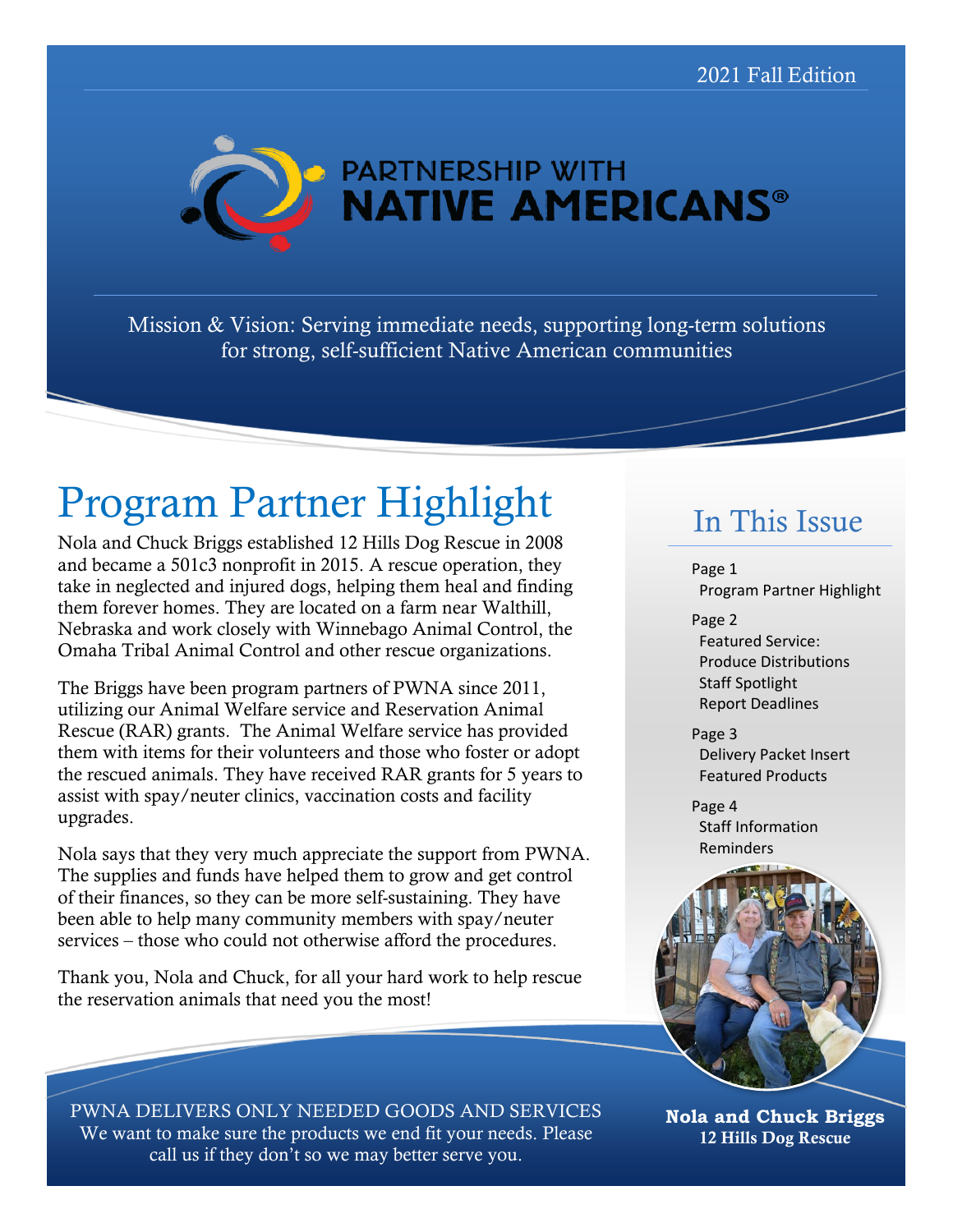2021 Fall Edition

# PARTNERSHIP WITH NATIVE AMERICANS®

Mission & Vision: Serving immediate needs, supporting long-term solutions for strong, self-sufficient Native American communities

## Program Partner Highlight

Nola and Chuck Briggs established 12 Hills Dog Rescue in 2008 and became a 501c3 nonprofit in 2015. A rescue operation, they take in neglected and injured dogs, helping them heal and finding them forever homes. They are located on a farm near Walthill, Nebraska and work closely with Winnebago Animal Control, the Omaha Tribal Animal Control and other rescue organizations.

The Briggs have been program partners of PWNA since 2011, utilizing our Animal Welfare service and Reservation Animal Rescue (RAR) grants. The Animal Welfare service has provided them with items for their volunteers and those who foster or adopt the rescued animals. They have received RAR grants for 5 years to assist with spay/neuter clinics, vaccination costs and facility upgrades.

Nola says that they very much appreciate the support from PWNA. The supplies and funds have helped them to grow and get control of their finances, so they can be more self-sustaining. They have been able to help many community members with spay/neuter services – those who could not otherwise afford the procedures.

Thank you, Nola and Chuck, for all your hard work to help rescue the reservation animals that need you the most!

## In This Issue

Page 1
- Program Partner Highlight

Page 2
- Featured Service: Produce Distributions
- Staff Spotlight
- Report Deadlines

Page 3
- Delivery Packet Insert
- Featured Products

Page 4
- Staff Information
- Reminders

**Nola and Chuck Briggs**
**12 Hills Dog Rescue**

PWNA DELIVERS ONLY NEEDED GOODS AND SERVICES
We want to make sure the products we end fit your needs. Please call us if they don't so we may better serve you.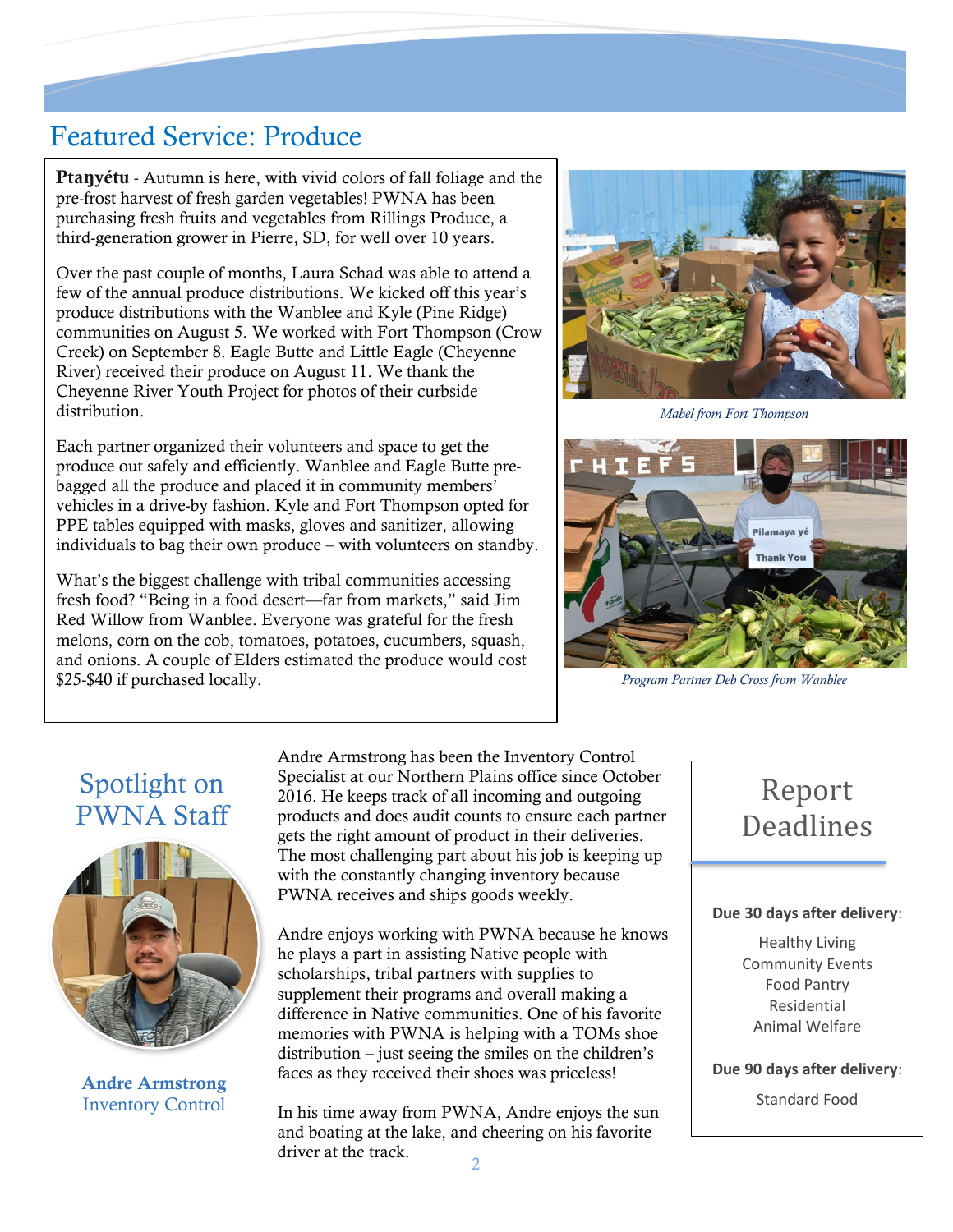## Featured Service: Produce

**Ptaŋyétu** - Autumn is here, with vivid colors of fall foliage and the pre-frost harvest of fresh garden vegetables! PWNA has been purchasing fresh fruits and vegetables from Rillings Produce, a third-generation grower in Pierre, SD, for well over 10 years.

Over the past couple of months, Laura Schad was able to attend a few of the annual produce distributions. We kicked off this year's produce distributions with the Wanblee and Kyle (Pine Ridge) communities on August 5. We worked with Fort Thompson (Crow Creek) on September 8. Eagle Butte and Little Eagle (Cheyenne River) received their produce on August 11. We thank the Cheyenne River Youth Project for photos of their curbside distribution.

Each partner organized their volunteers and space to get the produce out safely and efficiently. Wanblee and Eagle Butte pre-bagged all the produce and placed it in community members' vehicles in a drive-by fashion. Kyle and Fort Thompson opted for PPE tables equipped with masks, gloves and sanitizer, allowing individuals to bag their own produce – with volunteers on standby.

What's the biggest challenge with tribal communities accessing fresh food? "Being in a food desert—far from markets," said Jim Red Willow from Wanblee. Everyone was grateful for the fresh melons, corn on the cob, tomatoes, potatoes, cucumbers, squash, and onions. A couple of Elders estimated the produce would cost $25-$40 if purchased locally.

*Mabel from Fort Thompson*

*Program Partner Deb Cross from Wanblee*

## Spotlight on PWNA Staff

**Andre Armstrong**
Inventory Control

Andre Armstrong has been the Inventory Control Specialist at our Northern Plains office since October 2016. He keeps track of all incoming and outgoing products and does audit counts to ensure each partner gets the right amount of product in their deliveries. The most challenging part about his job is keeping up with the constantly changing inventory because PWNA receives and ships goods weekly.

Andre enjoys working with PWNA because he knows he plays a part in assisting Native people with scholarships, tribal partners with supplies to supplement their programs and overall making a difference in Native communities. One of his favorite memories with PWNA is helping with a TOMs shoe distribution – just seeing the smiles on the children's faces as they received their shoes was priceless!

In his time away from PWNA, Andre enjoys the sun and boating at the lake, and cheering on his favorite driver at the track.

## Report Deadlines

**Due 30 days after delivery**:

- Healthy Living
- Community Events
- Food Pantry
- Residential
- Animal Welfare

**Due 90 days after delivery**:

- Standard Food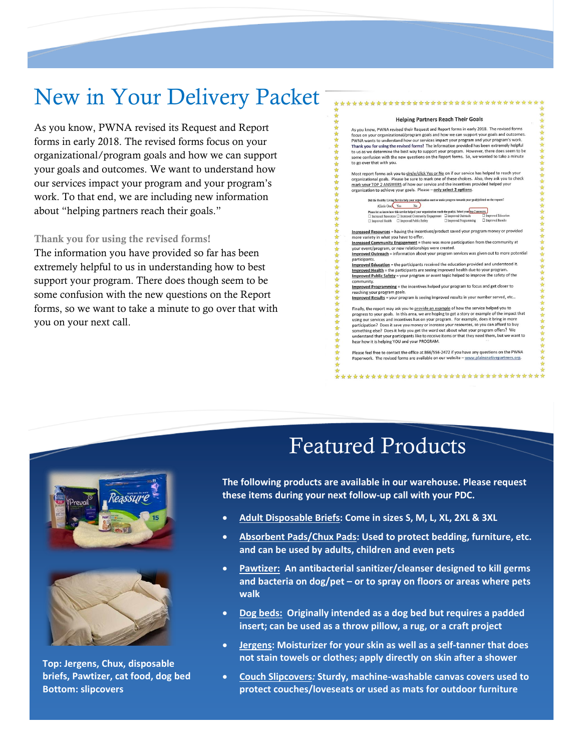# New in Your Delivery Packet

As you know, PWNA revised its Request and Report forms in early 2018. The revised forms focus on your organizational/program goals and how we can support your goals and outcomes. We want to understand how our services impact your program and your program's work. To that end, we are including new information about "helping partners reach their goals."

### Thank you for using the revised forms!

The information you have provided so far has been extremely helpful to us in understanding how to best support your program. There does though seem to be some confusion with the new questions on the Report forms, so we want to take a minute to go over that with you on your next call.

### Helping Partners Reach Their Goals

As you know, PWNA revised their Request and Report forms in early 2018. The revised forms focus on your organizational/program goals and how we can support your goals and outcomes. PWNA wants to understand how our services impact your program and your program's work. **Thank you for using the revised forms!** The information provided has been extremely helpful to us as we determine the best way to support your program. However, there does seem to be some confusion with the new questions on the Report forms. So, we wanted to take a minute to go over that with you.

Most report forms ask you to circle/click Yes or No on if our service has helped to reach your organizational goals. Please be sure to mark one of these choices. Also, they ask you to check mark your TOP 2 ANSWERS of how our service and the incentives provided helped your organization to achieve your goals. Please – **only select 2 options.**

Did the Healthy Living Service help your organization meet or make progress towards your goal(s) listed on the request?
(Circle One) Yes No

Please let us know how this service helped your organization reach the goal(s). Select your top 2 answers:
☐ Increased Resources ☐ Increased Community Engagement ☐ Improved Outreach ☐ Improved Education
☐ Improved Health ☐ Improved Public Safety ☐ Improved Programming ☐ Improved Results

**Increased Resources** = having the incentives/product saved your program money or provided more variety in what you have to offer.
**Increased Community Engagement** = there was more participation from the community at your event/program, or new relationships were created.
**Improved Outreach** = information about your program services was given out to more potential participants.
**Improved Education** = the participants received the education provided and understood it.
**Improved Health** = the participants are seeing improved health due to your program.
**Improved Public Safety** = your program or event topic helped to improve the safety of the community.
**Improved Programming** = the incentives helped your program to focus and get closer to reaching your program goals.
**Improved Results** = your program is seeing improved results in your number served, etc...

Finally, the report may ask you to provide an example of how the service helped you to progress to your goals. In this area, we are hoping to get a story or example of the impact that using our services and incentives has on your program. For example, does it bring in more participation? Does it save you money or increase your resources, so you can afford to buy something else? Does it help you get the word out about what your program offers? We understand that your participants like to receive items or that they need them, but we want to hear how it is helping YOU and your PROGRAM.

Please feel free to contact the office at 866/556-2472 if you have any questions on the PWNA Paperwork. The revised forms are available on our website – www.plainsnativepartners.org.

# Featured Products

**The following products are available in our warehouse. Please request these items during your next follow-up call with your PDC.**

- **Adult Disposable Briefs: Come in sizes S, M, L, XL, 2XL & 3XL**
- **Absorbent Pads/Chux Pads: Used to protect bedding, furniture, etc. and can be used by adults, children and even pets**
- **Pawtizer: An antibacterial sanitizer/cleanser designed to kill germs and bacteria on dog/pet – or to spray on floors or areas where pets walk**
- **Dog beds: Originally intended as a dog bed but requires a padded insert; can be used as a throw pillow, a rug, or a craft project**
- **Jergens: Moisturizer for your skin as well as a self-tanner that does not stain towels or clothes; apply directly on skin after a shower**
- **Couch Slipcovers: Sturdy, machine-washable canvas covers used to protect couches/loveseats or used as mats for outdoor furniture**

**Top: Jergens, Chux, disposable briefs, Pawtizer, cat food, dog bed**
**Bottom: slipcovers**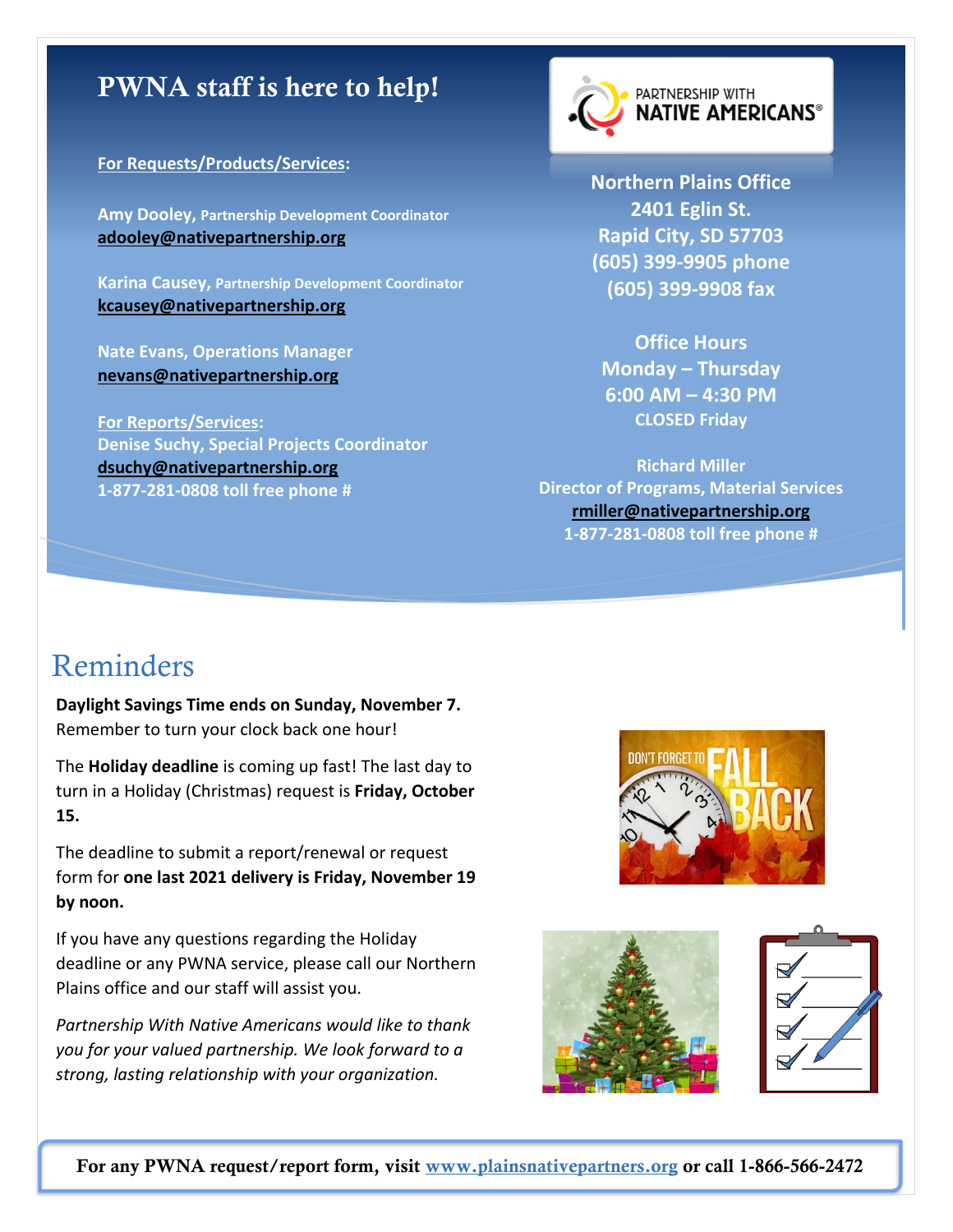## PWNA staff is here to help!

**For Requests/Products/Services:**

**Amy Dooley,** Partnership Development Coordinator
adooley@nativepartnership.org

**Karina Causey,** Partnership Development Coordinator
kcausey@nativepartnership.org

**Nate Evans, Operations Manager**
nevans@nativepartnership.org

**For Reports/Services:**
**Denise Suchy, Special Projects Coordinator**
dsuchy@nativepartnership.org
1-877-281-0808 toll free phone #

PARTNERSHIP WITH NATIVE AMERICANS®

**Northern Plains Office**
**2401 Eglin St.**
**Rapid City, SD 57703**
**(605) 399-9905 phone**
**(605) 399-9908 fax**

**Office Hours**
**Monday – Thursday**
**6:00 AM – 4:30 PM**
**CLOSED Friday**

**Richard Miller**
**Director of Programs, Material Services**
rmiller@nativepartnership.org
1-877-281-0808 toll free phone #

# Reminders

**Daylight Savings Time ends on Sunday, November 7.** Remember to turn your clock back one hour!

The **Holiday deadline** is coming up fast! The last day to turn in a Holiday (Christmas) request is **Friday, October 15.**

The deadline to submit a report/renewal or request form for **one last 2021 delivery is Friday, November 19 by noon.**

If you have any questions regarding the Holiday deadline or any PWNA service, please call our Northern Plains office and our staff will assist you.

*Partnership With Native Americans would like to thank you for your valued partnership. We look forward to a strong, lasting relationship with your organization.*

**For any PWNA request/report form, visit www.plainsnativepartners.org or call 1-866-566-2472**